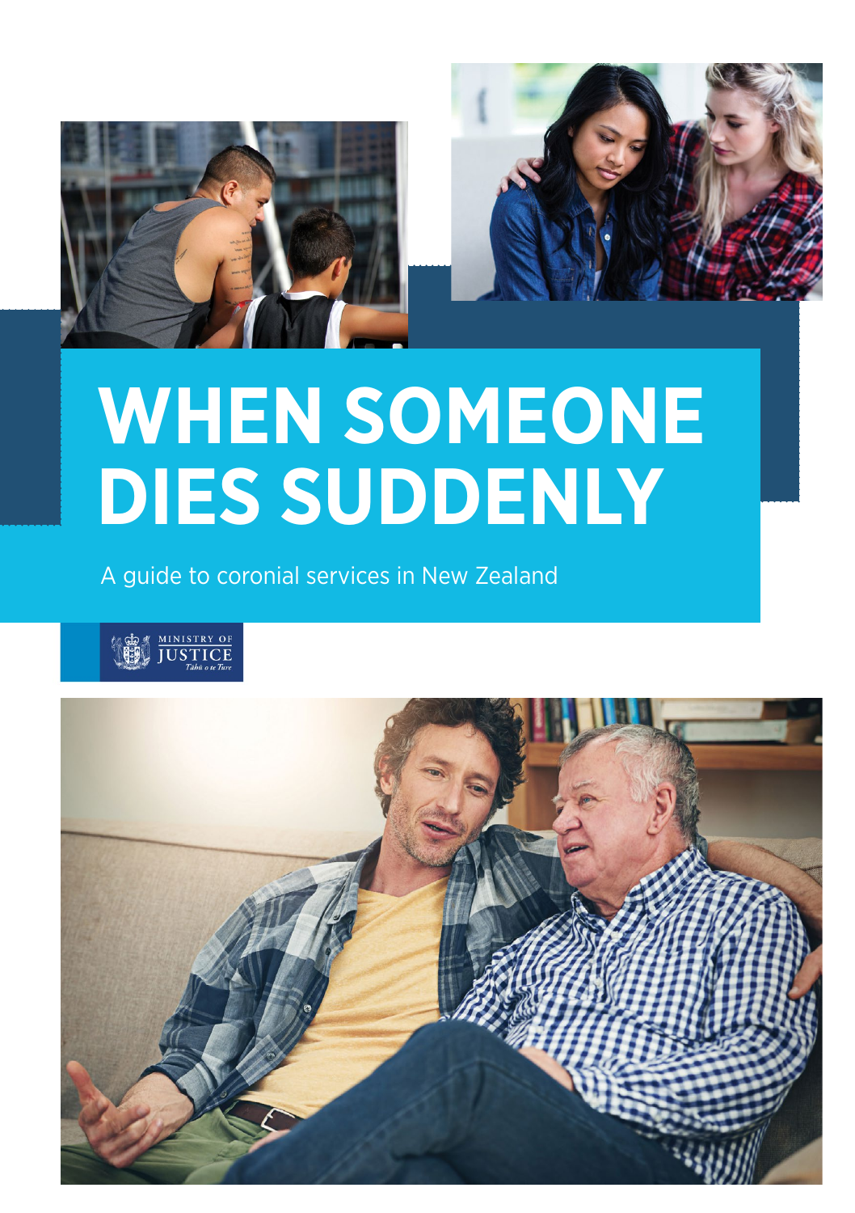# WHEN SOMEONE DIES SUDDENLY

A guide to coronial services in New Zealand

MINISTRY OF JUSTICE
*Tāhū o te Ture*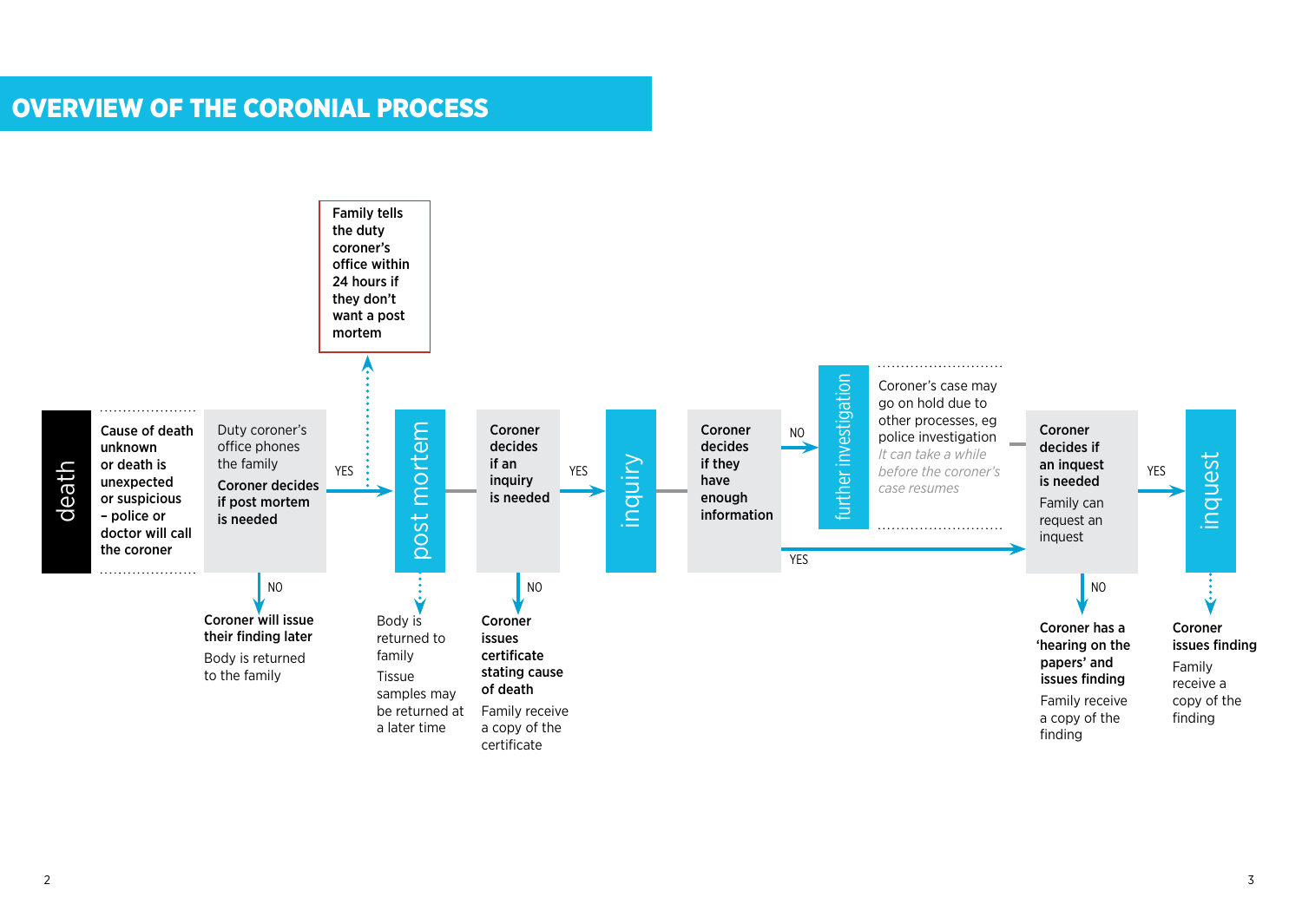# OVERVIEW OF THE CORONIAL PROCESS

**death**

**Cause of death unknown or death is unexpected or suspicious – police or doctor will call the coroner**

Duty coroner's office phones the family

**Coroner decides if post mortem is needed**

- NO → **Coroner will issue their finding later**
  Body is returned to the family
- YES → **post mortem**

**Family tells the duty coroner's office within 24 hours if they don't want a post mortem**

**post mortem**

Body is returned to family

Tissue samples may be returned at a later time

**Coroner decides if an inquiry is needed**

- NO → **Coroner issues certificate stating cause of death**
  Family receive a copy of the certificate
- YES → **inquiry**

**inquiry**

**Coroner decides if they have enough information**

- NO → **further investigation**
  Coroner's case may go on hold due to other processes, eg police investigation
  *It can take a while before the coroner's case resumes*
- YES → Coroner decides if an inquest is needed

**Coroner decides if an inquest is needed**

Family can request an inquest

- NO → **Coroner has a 'hearing on the papers' and issues finding**
  Family receive a copy of the finding
- YES → **inquest**

**inquest**

**Coroner issues finding**

Family receive a copy of the finding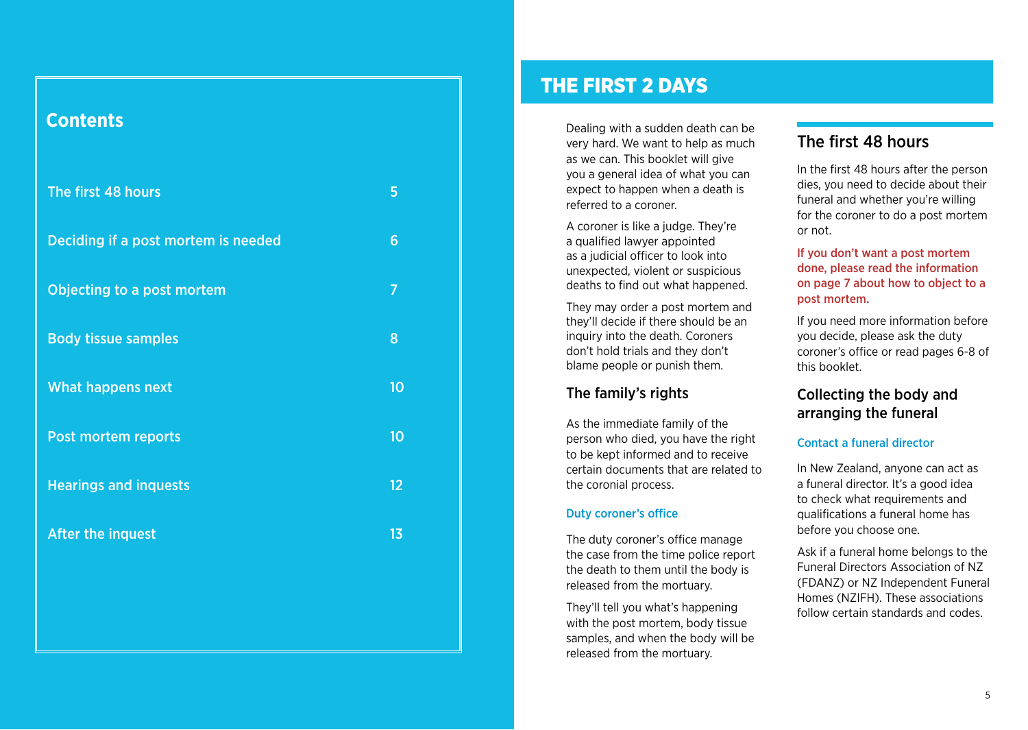## Contents

| | |
|---|---|
| The first 48 hours | 5 |
| Deciding if a post mortem is needed | 6 |
| Objecting to a post mortem | 7 |
| Body tissue samples | 8 |
| What happens next | 10 |
| Post mortem reports | 10 |
| Hearings and inquests | 12 |
| After the inquest | 13 |

# THE FIRST 2 DAYS

Dealing with a sudden death can be very hard. We want to help as much as we can. This booklet will give you a general idea of what you can expect to happen when a death is referred to a coroner.

A coroner is like a judge. They're a qualified lawyer appointed as a judicial officer to look into unexpected, violent or suspicious deaths to find out what happened.

They may order a post mortem and they'll decide if there should be an inquiry into the death. Coroners don't hold trials and they don't blame people or punish them.

## The family's rights

As the immediate family of the person who died, you have the right to be kept informed and to receive certain documents that are related to the coronial process.

### Duty coroner's office

The duty coroner's office manage the case from the time police report the death to them until the body is released from the mortuary.

They'll tell you what's happening with the post mortem, body tissue samples, and when the body will be released from the mortuary.

## The first 48 hours

In the first 48 hours after the person dies, you need to decide about their funeral and whether you're willing for the coroner to do a post mortem or not.

**If you don't want a post mortem done, please read the information on page 7 about how to object to a post mortem.**

If you need more information before you decide, please ask the duty coroner's office or read pages 6-8 of this booklet.

## Collecting the body and arranging the funeral

### Contact a funeral director

In New Zealand, anyone can act as a funeral director. It's a good idea to check what requirements and qualifications a funeral home has before you choose one.

Ask if a funeral home belongs to the Funeral Directors Association of NZ (FDANZ) or NZ Independent Funeral Homes (NZIFH). These associations follow certain standards and codes.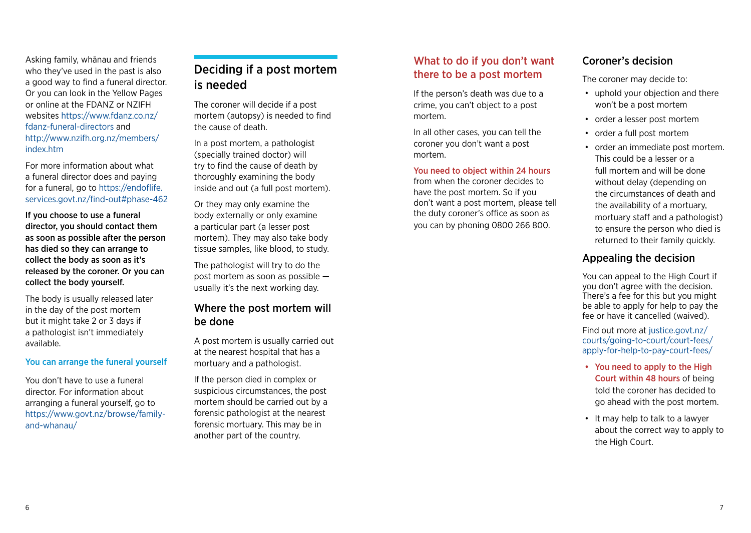Asking family, whānau and friends who they've used in the past is also a good way to find a funeral director. Or you can look in the Yellow Pages or online at the FDANZ or NZIFH websites https://www.fdanz.co.nz/fdanz-funeral-directors and http://www.nzifh.org.nz/members/index.htm

For more information about what a funeral director does and paying for a funeral, go to https://endoflife.services.govt.nz/find-out#phase-462

**If you choose to use a funeral director, you should contact them as soon as possible after the person has died so they can arrange to collect the body as soon as it's released by the coroner. Or you can collect the body yourself.**

The body is usually released later in the day of the post mortem but it might take 2 or 3 days if a pathologist isn't immediately available.

### You can arrange the funeral yourself

You don't have to use a funeral director. For information about arranging a funeral yourself, go to https://www.govt.nz/browse/family-and-whanau/

## Deciding if a post mortem is needed

The coroner will decide if a post mortem (autopsy) is needed to find the cause of death.

In a post mortem, a pathologist (specially trained doctor) will try to find the cause of death by thoroughly examining the body inside and out (a full post mortem).

Or they may only examine the body externally or only examine a particular part (a lesser post mortem). They may also take body tissue samples, like blood, to study.

The pathologist will try to do the post mortem as soon as possible — usually it's the next working day.

### Where the post mortem will be done

A post mortem is usually carried out at the nearest hospital that has a mortuary and a pathologist.

If the person died in complex or suspicious circumstances, the post mortem should be carried out by a forensic pathologist at the nearest forensic mortuary. This may be in another part of the country.

## What to do if you don't want there to be a post mortem

If the person's death was due to a crime, you can't object to a post mortem.

In all other cases, you can tell the coroner you don't want a post mortem.

**You need to object within 24 hours** from when the coroner decides to have the post mortem. So if you don't want a post mortem, please tell the duty coroner's office as soon as you can by phoning 0800 266 800.

## Coroner's decision

The coroner may decide to:

- uphold your objection and there won't be a post mortem
- order a lesser post mortem
- order a full post mortem
- order an immediate post mortem. This could be a lesser or a full mortem and will be done without delay (depending on the circumstances of death and the availability of a mortuary, mortuary staff and a pathologist) to ensure the person who died is returned to their family quickly.

## Appealing the decision

You can appeal to the High Court if you don't agree with the decision. There's a fee for this but you might be able to apply for help to pay the fee or have it cancelled (waived).

Find out more at justice.govt.nz/courts/going-to-court/court-fees/apply-for-help-to-pay-court-fees/

- **You need to apply to the High Court within 48 hours** of being told the coroner has decided to go ahead with the post mortem.
- It may help to talk to a lawyer about the correct way to apply to the High Court.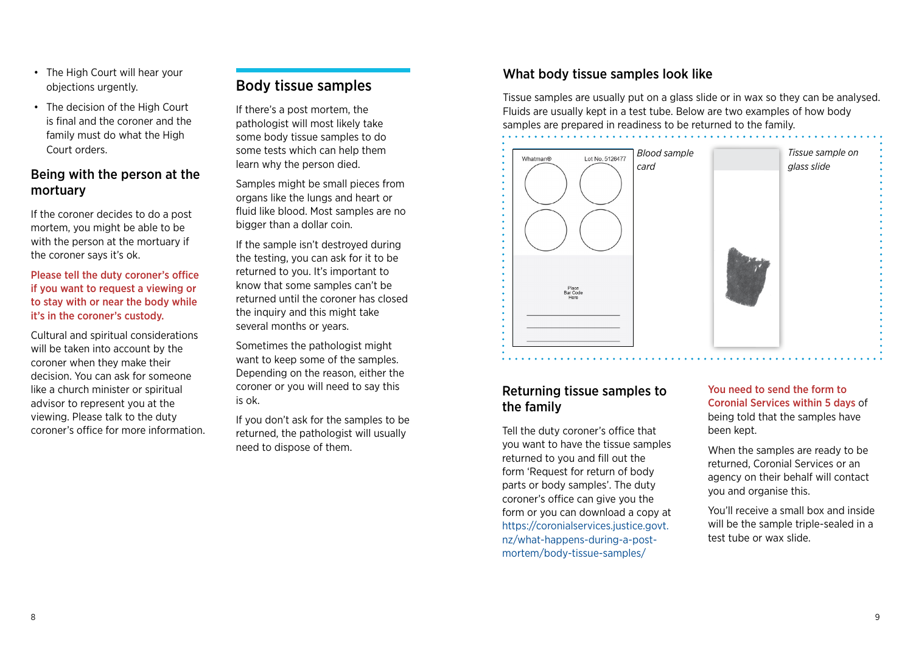- The High Court will hear your objections urgently.
- The decision of the High Court is final and the coroner and the family must do what the High Court orders.

## Being with the person at the mortuary

If the coroner decides to do a post mortem, you might be able to be with the person at the mortuary if the coroner says it's ok.

**Please tell the duty coroner's office if you want to request a viewing or to stay with or near the body while it's in the coroner's custody.**

Cultural and spiritual considerations will be taken into account by the coroner when they make their decision. You can ask for someone like a church minister or spiritual advisor to represent you at the viewing. Please talk to the duty coroner's office for more information.

## Body tissue samples

If there's a post mortem, the pathologist will most likely take some body tissue samples to do some tests which can help them learn why the person died.

Samples might be small pieces from organs like the lungs and heart or fluid like blood. Most samples are no bigger than a dollar coin.

If the sample isn't destroyed during the testing, you can ask for it to be returned to you. It's important to know that some samples can't be returned until the coroner has closed the inquiry and this might take several months or years.

Sometimes the pathologist might want to keep some of the samples. Depending on the reason, either the coroner or you will need to say this is ok.

If you don't ask for the samples to be returned, the pathologist will usually need to dispose of them.

## What body tissue samples look like

Tissue samples are usually put on a glass slide or in wax so they can be analysed. Fluids are usually kept in a test tube. Below are two examples of how body samples are prepared in readiness to be returned to the family.

Whatman® Lot No. 5126477

Place Bar Code Here

*Blood sample card*

*Tissue sample on glass slide*

## Returning tissue samples to the family

Tell the duty coroner's office that you want to have the tissue samples returned to you and fill out the form 'Request for return of body parts or body samples'. The duty coroner's office can give you the form or you can download a copy at https://coronialservices.justice.govt.nz/what-happens-during-a-post-mortem/body-tissue-samples/

**You need to send the form to Coronial Services within 5 days** of being told that the samples have been kept.

When the samples are ready to be returned, Coronial Services or an agency on their behalf will contact you and organise this.

You'll receive a small box and inside will be the sample triple-sealed in a test tube or wax slide.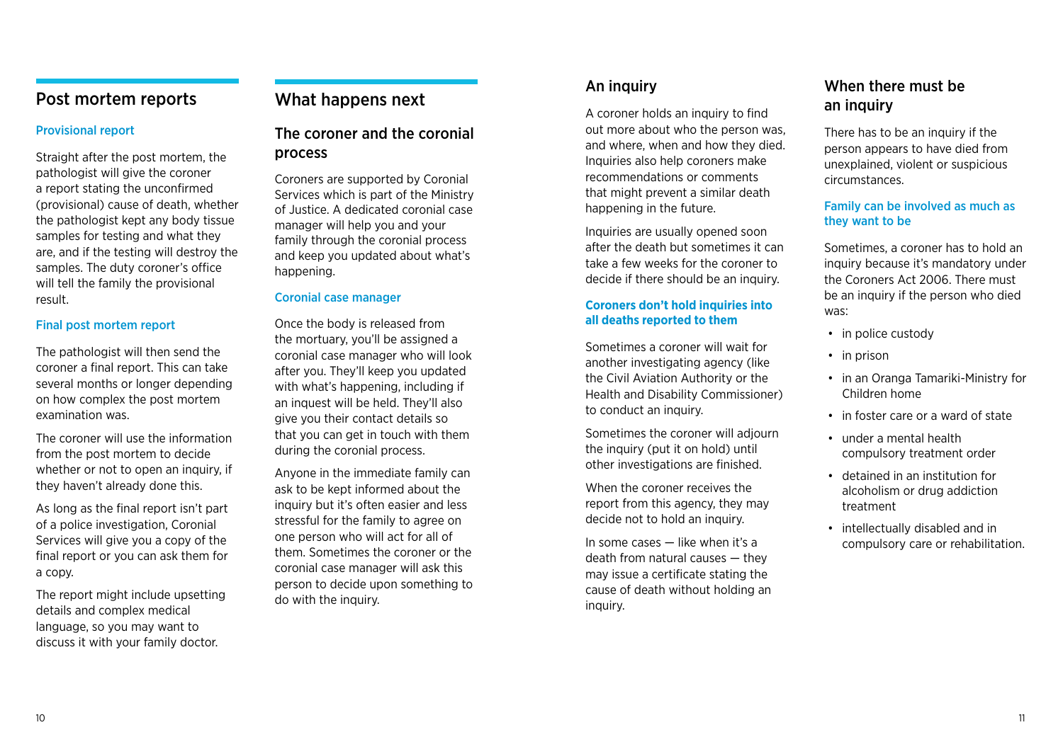## Post mortem reports

### Provisional report

Straight after the post mortem, the pathologist will give the coroner a report stating the unconfirmed (provisional) cause of death, whether the pathologist kept any body tissue samples for testing and what they are, and if the testing will destroy the samples. The duty coroner's office will tell the family the provisional result.

### Final post mortem report

The pathologist will then send the coroner a final report. This can take several months or longer depending on how complex the post mortem examination was.

The coroner will use the information from the post mortem to decide whether or not to open an inquiry, if they haven't already done this.

As long as the final report isn't part of a police investigation, Coronial Services will give you a copy of the final report or you can ask them for a copy.

The report might include upsetting details and complex medical language, so you may want to discuss it with your family doctor.

## What happens next

### The coroner and the coronial process

Coroners are supported by Coronial Services which is part of the Ministry of Justice. A dedicated coronial case manager will help you and your family through the coronial process and keep you updated about what's happening.

#### Coronial case manager

Once the body is released from the mortuary, you'll be assigned a coronial case manager who will look after you. They'll keep you updated with what's happening, including if an inquest will be held. They'll also give you their contact details so that you can get in touch with them during the coronial process.

Anyone in the immediate family can ask to be kept informed about the inquiry but it's often easier and less stressful for the family to agree on one person who will act for all of them. Sometimes the coroner or the coronial case manager will ask this person to decide upon something to do with the inquiry.

## An inquiry

A coroner holds an inquiry to find out more about who the person was, and where, when and how they died. Inquiries also help coroners make recommendations or comments that might prevent a similar death happening in the future.

Inquiries are usually opened soon after the death but sometimes it can take a few weeks for the coroner to decide if there should be an inquiry.

#### **Coroners don't hold inquiries into all deaths reported to them**

Sometimes a coroner will wait for another investigating agency (like the Civil Aviation Authority or the Health and Disability Commissioner) to conduct an inquiry.

Sometimes the coroner will adjourn the inquiry (put it on hold) until other investigations are finished.

When the coroner receives the report from this agency, they may decide not to hold an inquiry.

In some cases — like when it's a death from natural causes — they may issue a certificate stating the cause of death without holding an inquiry.

## When there must be an inquiry

There has to be an inquiry if the person appears to have died from unexplained, violent or suspicious circumstances.

#### Family can be involved as much as they want to be

Sometimes, a coroner has to hold an inquiry because it's mandatory under the Coroners Act 2006. There must be an inquiry if the person who died was:

- in police custody
- in prison
- in an Oranga Tamariki-Ministry for Children home
- in foster care or a ward of state
- under a mental health compulsory treatment order
- detained in an institution for alcoholism or drug addiction treatment
- intellectually disabled and in compulsory care or rehabilitation.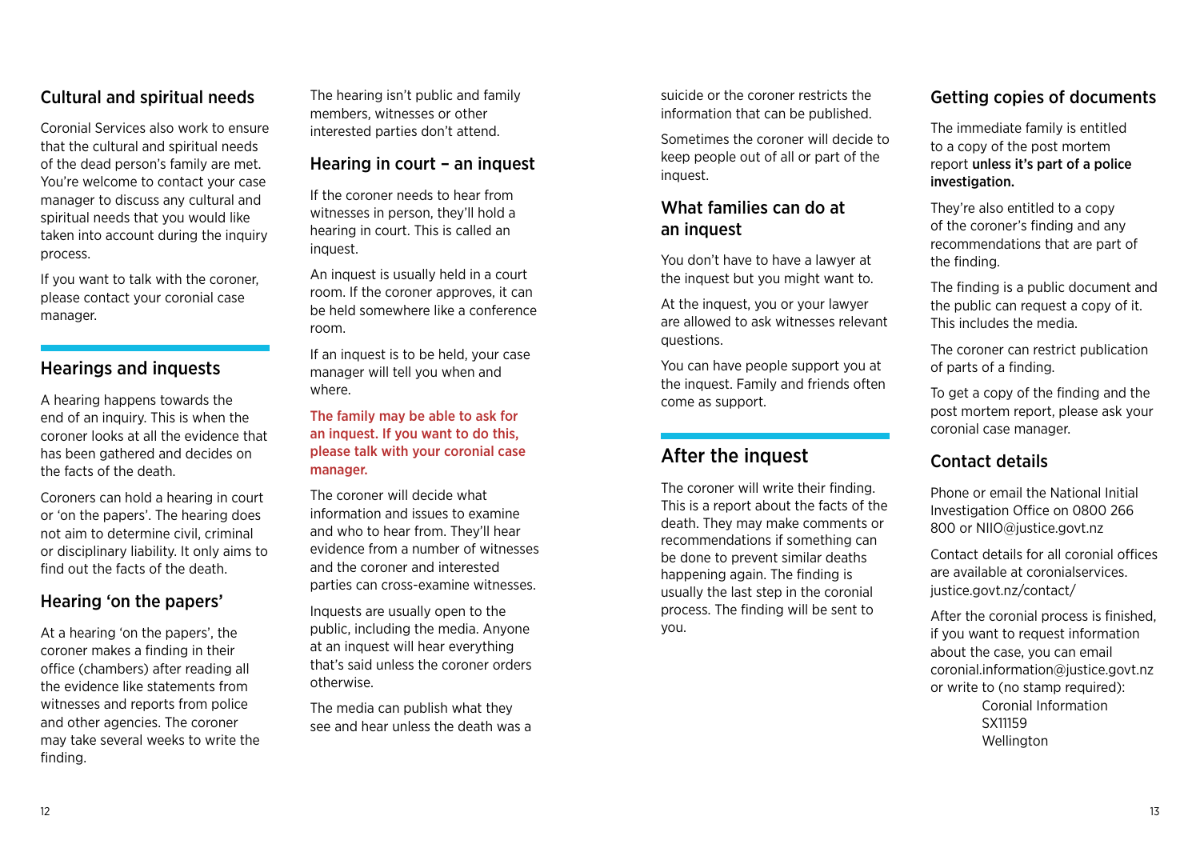## Cultural and spiritual needs

Coronial Services also work to ensure that the cultural and spiritual needs of the dead person's family are met. You're welcome to contact your case manager to discuss any cultural and spiritual needs that you would like taken into account during the inquiry process.

If you want to talk with the coroner, please contact your coronial case manager.

## Hearings and inquests

A hearing happens towards the end of an inquiry. This is when the coroner looks at all the evidence that has been gathered and decides on the facts of the death.

Coroners can hold a hearing in court or 'on the papers'. The hearing does not aim to determine civil, criminal or disciplinary liability. It only aims to find out the facts of the death.

### Hearing 'on the papers'

At a hearing 'on the papers', the coroner makes a finding in their office (chambers) after reading all the evidence like statements from witnesses and reports from police and other agencies. The coroner may take several weeks to write the finding.

The hearing isn't public and family members, witnesses or other interested parties don't attend.

### Hearing in court – an inquest

If the coroner needs to hear from witnesses in person, they'll hold a hearing in court. This is called an inquest.

An inquest is usually held in a court room. If the coroner approves, it can be held somewhere like a conference room.

If an inquest is to be held, your case manager will tell you when and where.

**The family may be able to ask for an inquest. If you want to do this, please talk with your coronial case manager.**

The coroner will decide what information and issues to examine and who to hear from. They'll hear evidence from a number of witnesses and the coroner and interested parties can cross-examine witnesses.

Inquests are usually open to the public, including the media. Anyone at an inquest will hear everything that's said unless the coroner orders otherwise.

The media can publish what they see and hear unless the death was a suicide or the coroner restricts the information that can be published.

Sometimes the coroner will decide to keep people out of all or part of the inquest.

### What families can do at an inquest

You don't have to have a lawyer at the inquest but you might want to.

At the inquest, you or your lawyer are allowed to ask witnesses relevant questions.

You can have people support you at the inquest. Family and friends often come as support.

## After the inquest

The coroner will write their finding. This is a report about the facts of the death. They may make comments or recommendations if something can be done to prevent similar deaths happening again. The finding is usually the last step in the coronial process. The finding will be sent to you.

### Getting copies of documents

The immediate family is entitled to a copy of the post mortem report **unless it's part of a police investigation.**

They're also entitled to a copy of the coroner's finding and any recommendations that are part of the finding.

The finding is a public document and the public can request a copy of it. This includes the media.

The coroner can restrict publication of parts of a finding.

To get a copy of the finding and the post mortem report, please ask your coronial case manager.

### Contact details

Phone or email the National Initial Investigation Office on 0800 266 800 or NIIO@justice.govt.nz

Contact details for all coronial offices are available at coronialservices.justice.govt.nz/contact/

After the coronial process is finished, if you want to request information about the case, you can email coronial.information@justice.govt.nz or write to (no stamp required):

Coronial Information
SX11159
Wellington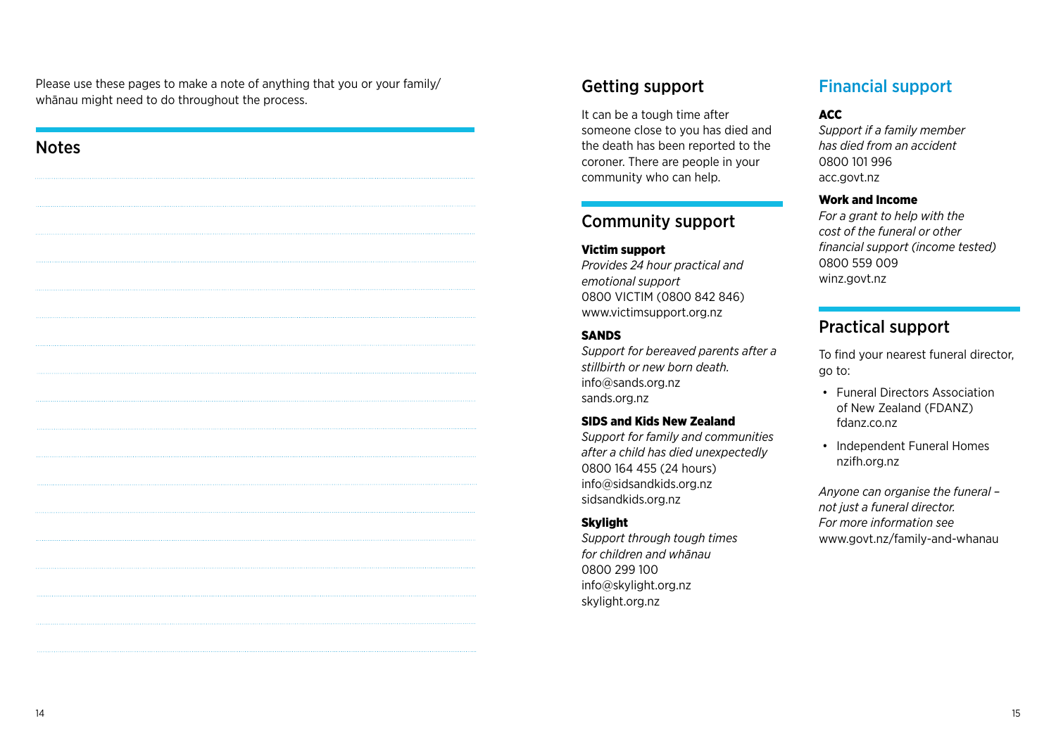Please use these pages to make a note of anything that you or your family/whānau might need to do throughout the process.

## Notes

## Getting support

It can be a tough time after someone close to you has died and the death has been reported to the coroner. There are people in your community who can help.

## Community support

**Victim support**
*Provides 24 hour practical and emotional support*
0800 VICTIM (0800 842 846)
www.victimsupport.org.nz

**SANDS**
*Support for bereaved parents after a stillbirth or new born death.*
info@sands.org.nz
sands.org.nz

**SIDS and Kids New Zealand**
*Support for family and communities after a child has died unexpectedly*
0800 164 455 (24 hours)
info@sidsandkids.org.nz
sidsandkids.org.nz

**Skylight**
*Support through tough times for children and whānau*
0800 299 100
info@skylight.org.nz
skylight.org.nz

## Financial support

**ACC**
*Support if a family member has died from an accident*
0800 101 996
acc.govt.nz

**Work and Income**
*For a grant to help with the cost of the funeral or other financial support (income tested)*
0800 559 009
winz.govt.nz

## Practical support

To find your nearest funeral director, go to:

- Funeral Directors Association of New Zealand (FDANZ) fdanz.co.nz
- Independent Funeral Homes nzifh.org.nz

*Anyone can organise the funeral – not just a funeral director. For more information see* www.govt.nz/family-and-whanau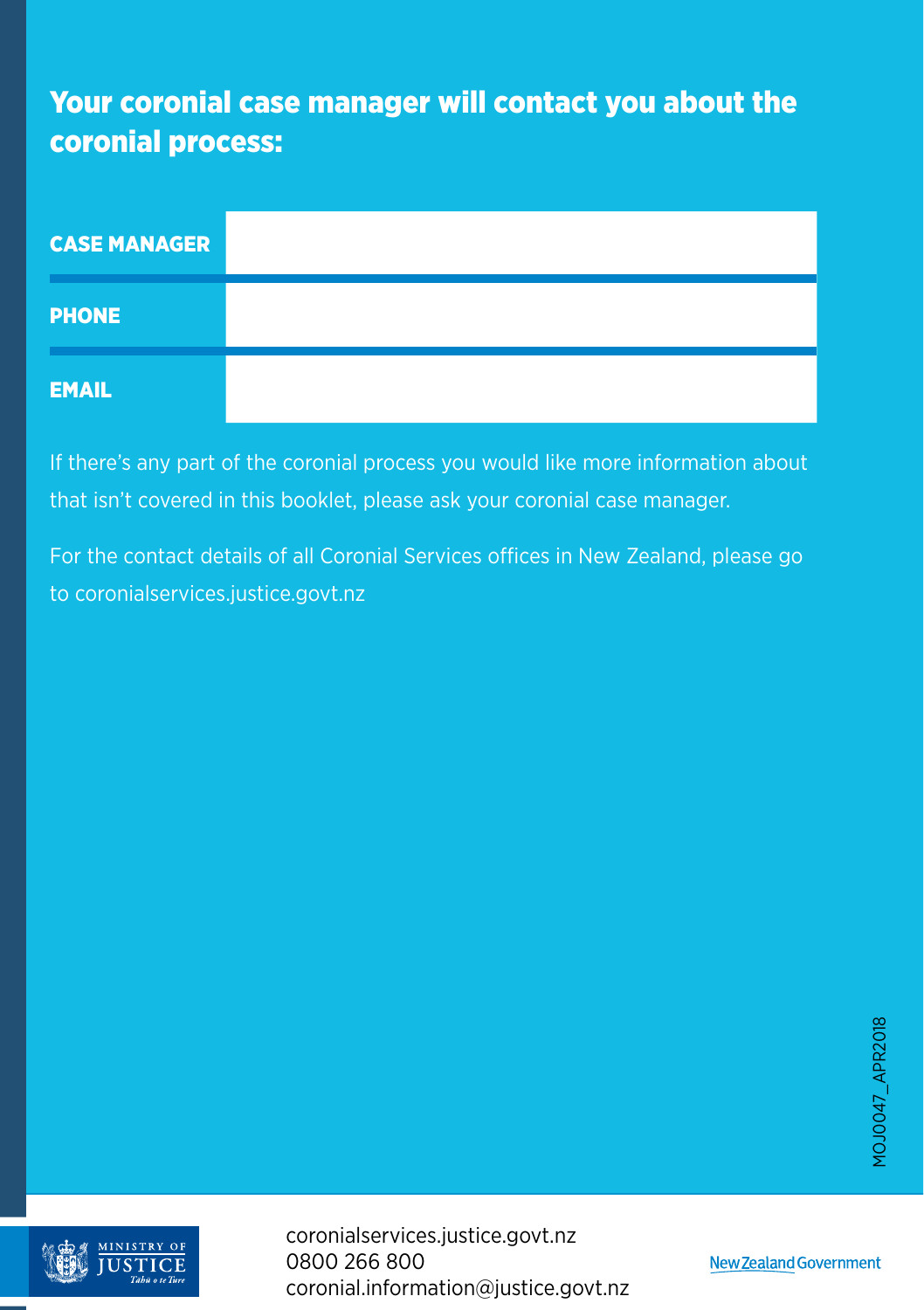## Your coronial case manager will contact you about the coronial process:

| | |
|---|---|
| **CASE MANAGER** | |
| **PHONE** | |
| **EMAIL** | |

If there's any part of the coronial process you would like more information about that isn't covered in this booklet, please ask your coronial case manager.

For the contact details of all Coronial Services offices in New Zealand, please go to coronialservices.justice.govt.nz

MOJ0047_APR2018

MINISTRY OF JUSTICE
Tāhū o te Ture

coronialservices.justice.govt.nz
0800 266 800
coronial.information@justice.govt.nz

New Zealand Government